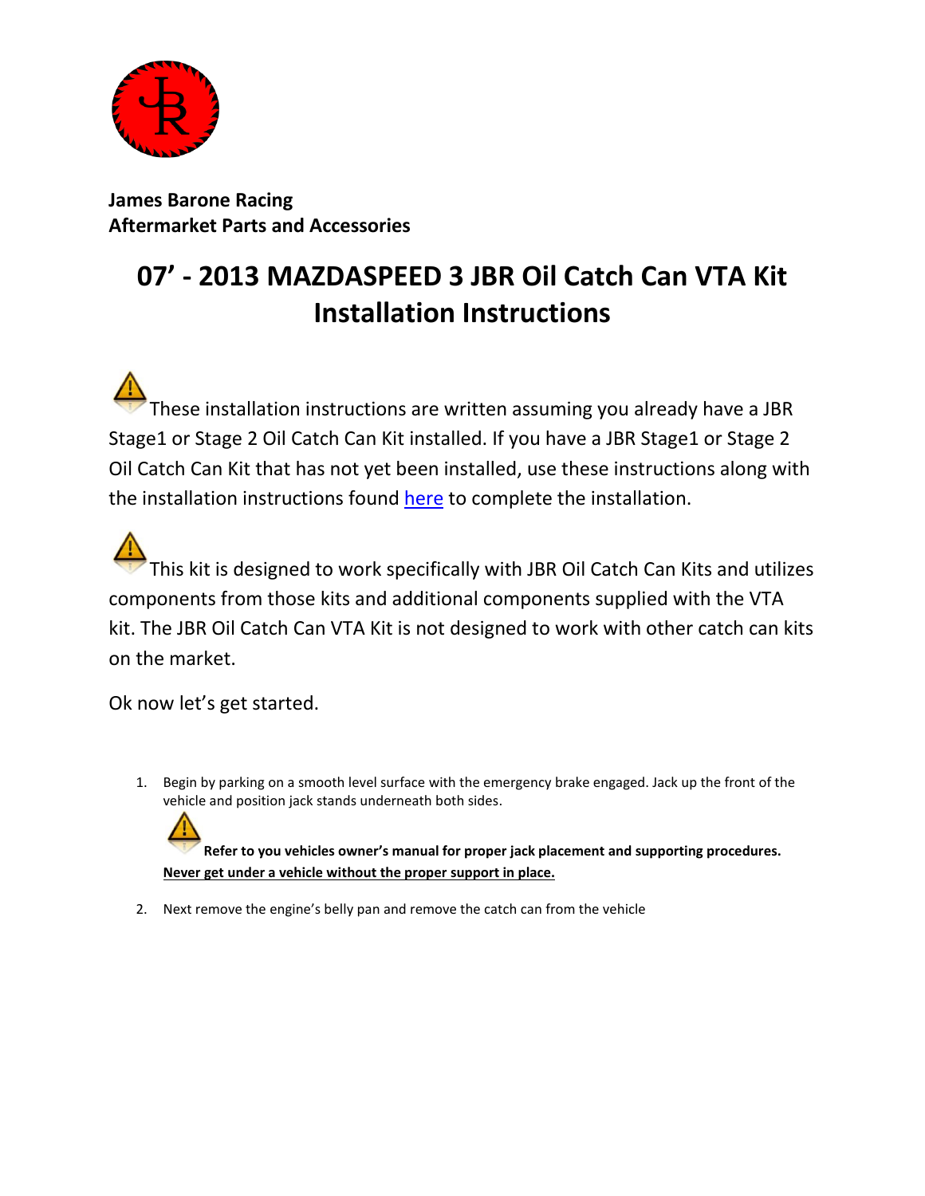**James Barone Racing**
**Aftermarket Parts and Accessories**

# 07' - 2013 MAZDASPEED 3 JBR Oil Catch Can VTA Kit Installation Instructions

⚠ These installation instructions are written assuming you already have a JBR Stage1 or Stage 2 Oil Catch Can Kit installed. If you have a JBR Stage1 or Stage 2 Oil Catch Can Kit that has not yet been installed, use these instructions along with the installation instructions found here to complete the installation.

⚠ This kit is designed to work specifically with JBR Oil Catch Can Kits and utilizes components from those kits and additional components supplied with the VTA kit. The JBR Oil Catch Can VTA Kit is not designed to work with other catch can kits on the market.

Ok now let's get started.

1. Begin by parking on a smooth level surface with the emergency brake engaged. Jack up the front of the vehicle and position jack stands underneath both sides.

   ⚠ **Refer to you vehicles owner's manual for proper jack placement and supporting procedures.** **Never get under a vehicle without the proper support in place.**

2. Next remove the engine's belly pan and remove the catch can from the vehicle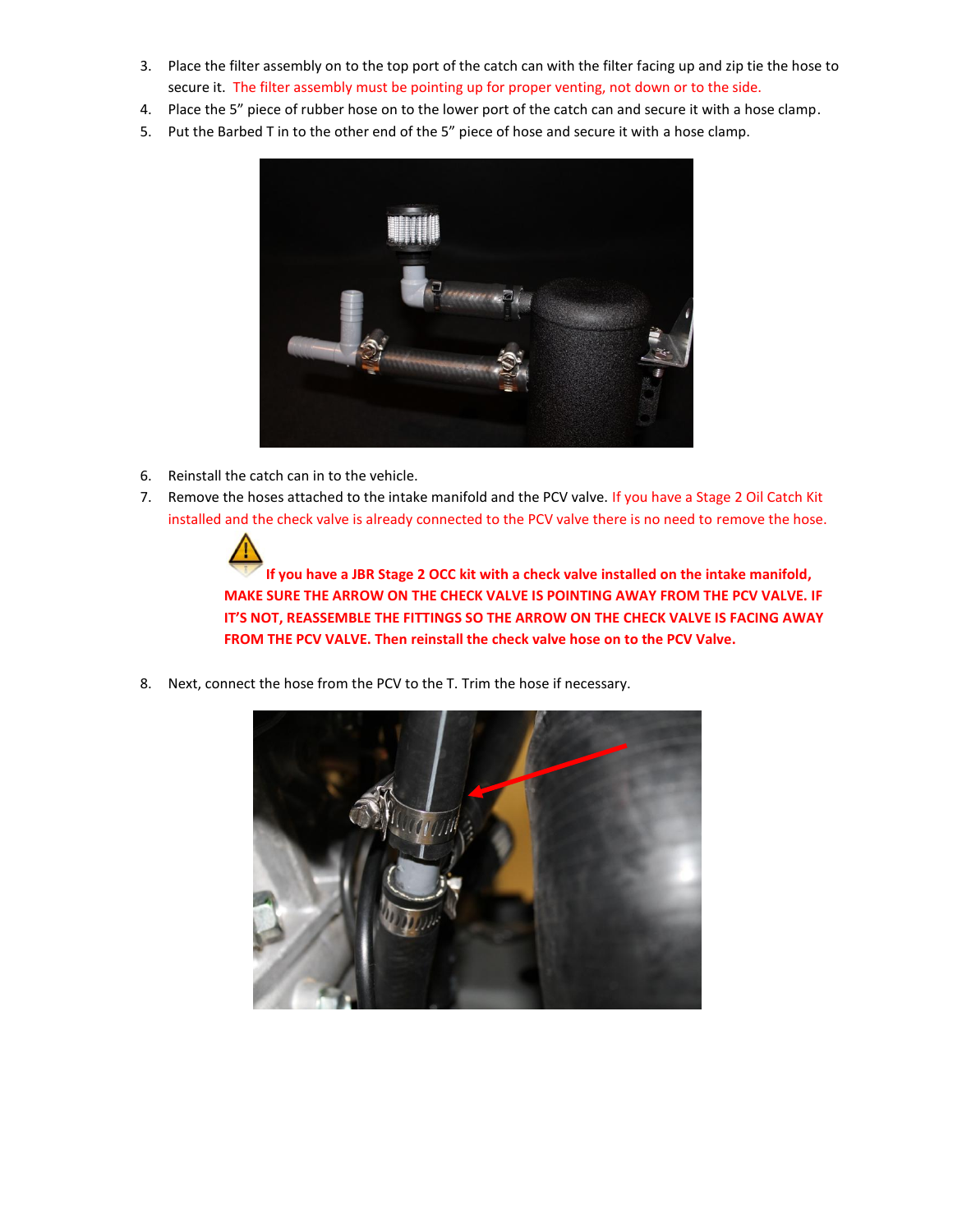3. Place the filter assembly on to the top port of the catch can with the filter facing up and zip tie the hose to secure it. The filter assembly must be pointing up for proper venting, not down or to the side.
4. Place the 5” piece of rubber hose on to the lower port of the catch can and secure it with a hose clamp.
5. Put the Barbed T in to the other end of the 5” piece of hose and secure it with a hose clamp.

6. Reinstall the catch can in to the vehicle.
7. Remove the hoses attached to the intake manifold and the PCV valve. If you have a Stage 2 Oil Catch Kit installed and the check valve is already connected to the PCV valve there is no need to remove the hose.

   **If you have a JBR Stage 2 OCC kit with a check valve installed on the intake manifold, MAKE SURE THE ARROW ON THE CHECK VALVE IS POINTING AWAY FROM THE PCV VALVE. IF IT’S NOT, REASSEMBLE THE FITTINGS SO THE ARROW ON THE CHECK VALVE IS FACING AWAY FROM THE PCV VALVE. Then reinstall the check valve hose on to the PCV Valve.**

8. Next, connect the hose from the PCV to the T. Trim the hose if necessary.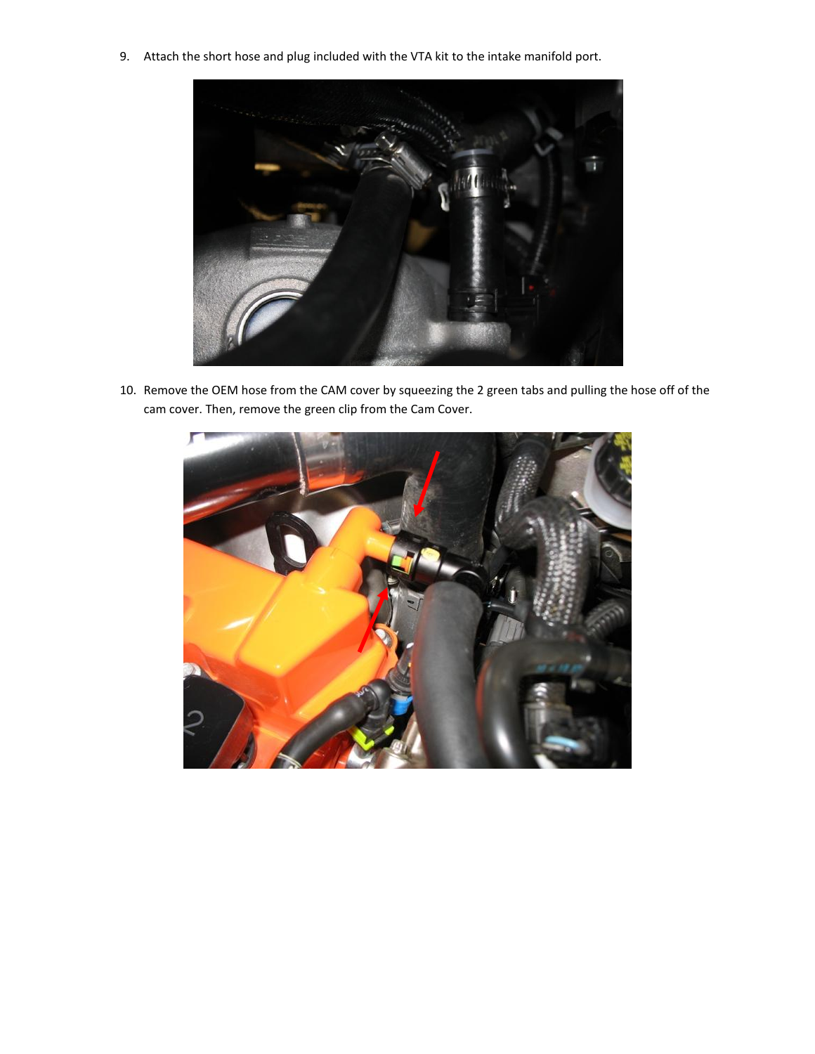9. Attach the short hose and plug included with the VTA kit to the intake manifold port.

10. Remove the OEM hose from the CAM cover by squeezing the 2 green tabs and pulling the hose off of the cam cover. Then, remove the green clip from the Cam Cover.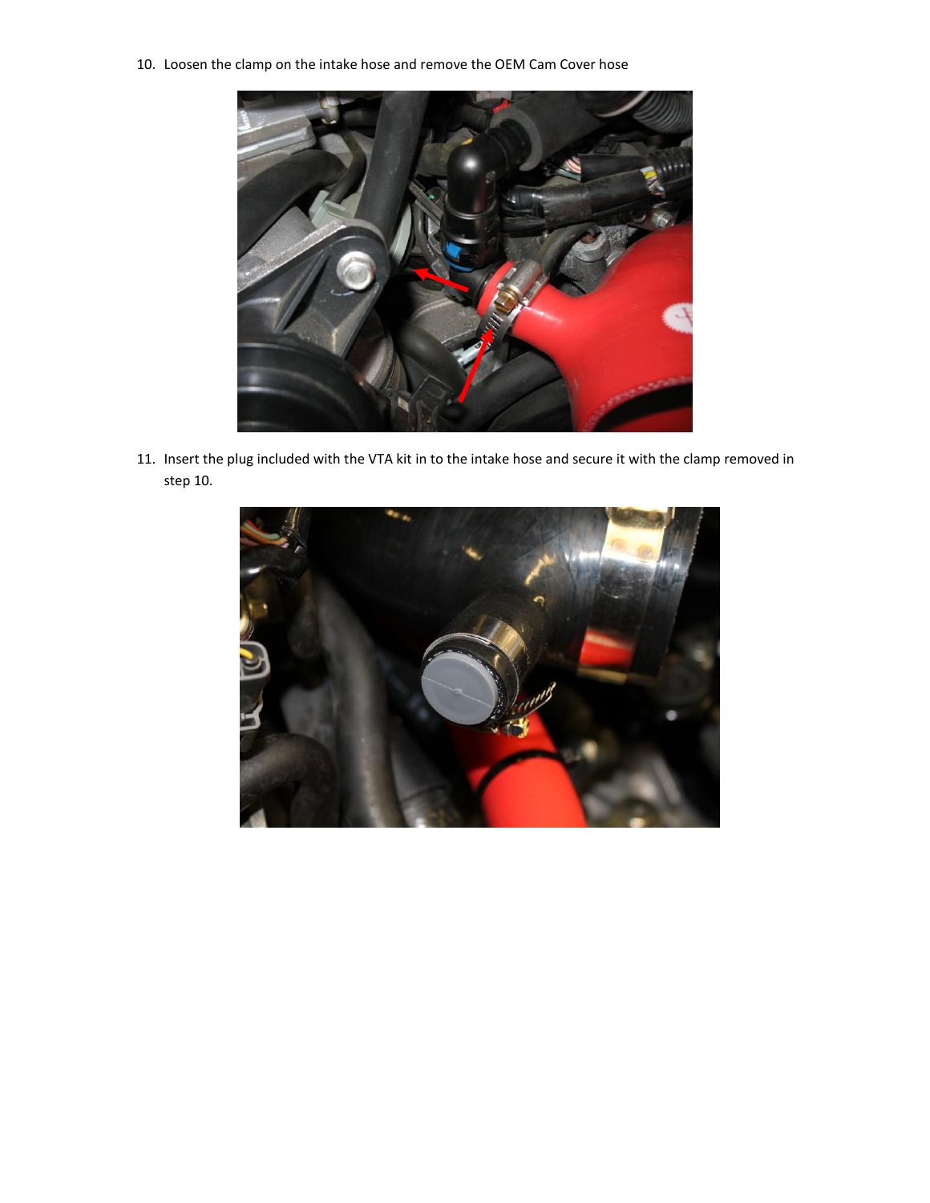10. Loosen the clamp on the intake hose and remove the OEM Cam Cover hose

11. Insert the plug included with the VTA kit in to the intake hose and secure it with the clamp removed in step 10.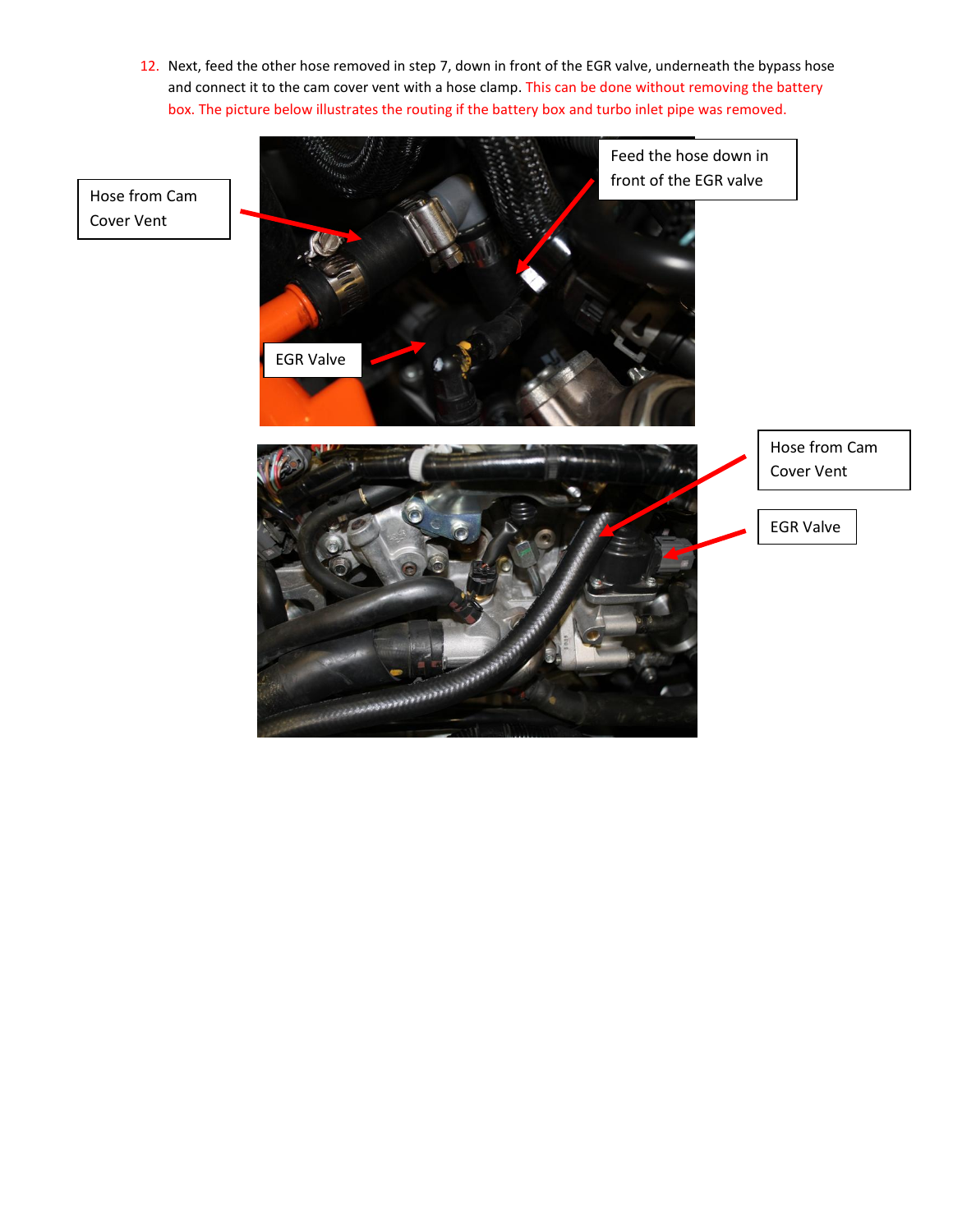12. Next, feed the other hose removed in step 7, down in front of the EGR valve, underneath the bypass hose and connect it to the cam cover vent with a hose clamp. This can be done without removing the battery box. The picture below illustrates the routing if the battery box and turbo inlet pipe was removed.

Hose from Cam Cover Vent

Feed the hose down in front of the EGR valve

EGR Valve

Hose from Cam Cover Vent

EGR Valve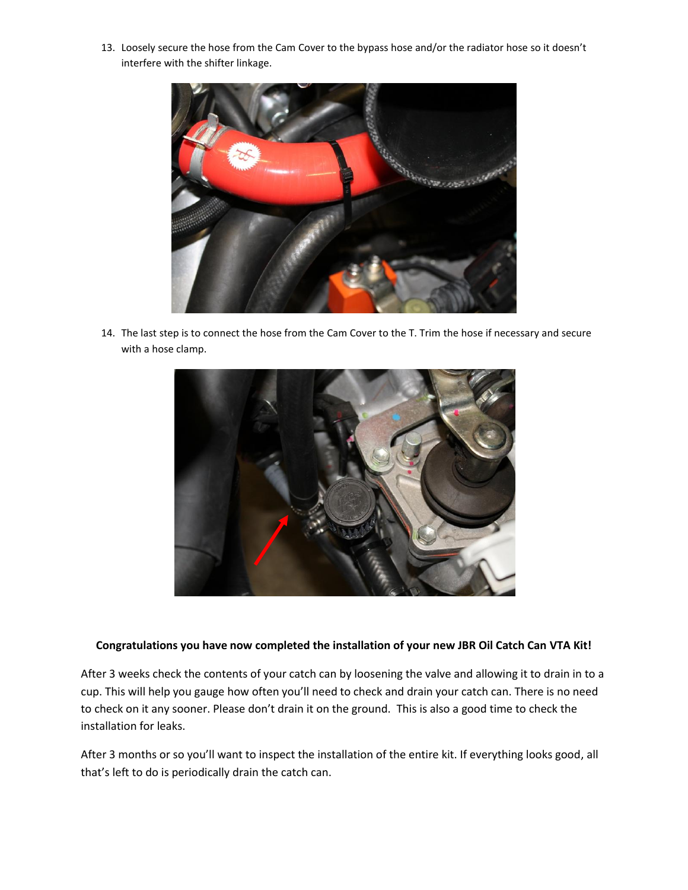13. Loosely secure the hose from the Cam Cover to the bypass hose and/or the radiator hose so it doesn't interfere with the shifter linkage.

14. The last step is to connect the hose from the Cam Cover to the T. Trim the hose if necessary and secure with a hose clamp.

**Congratulations you have now completed the installation of your new JBR Oil Catch Can VTA Kit!**

After 3 weeks check the contents of your catch can by loosening the valve and allowing it to drain in to a cup. This will help you gauge how often you'll need to check and drain your catch can. There is no need to check on it any sooner. Please don't drain it on the ground. This is also a good time to check the installation for leaks.

After 3 months or so you'll want to inspect the installation of the entire kit. If everything looks good, all that's left to do is periodically drain the catch can.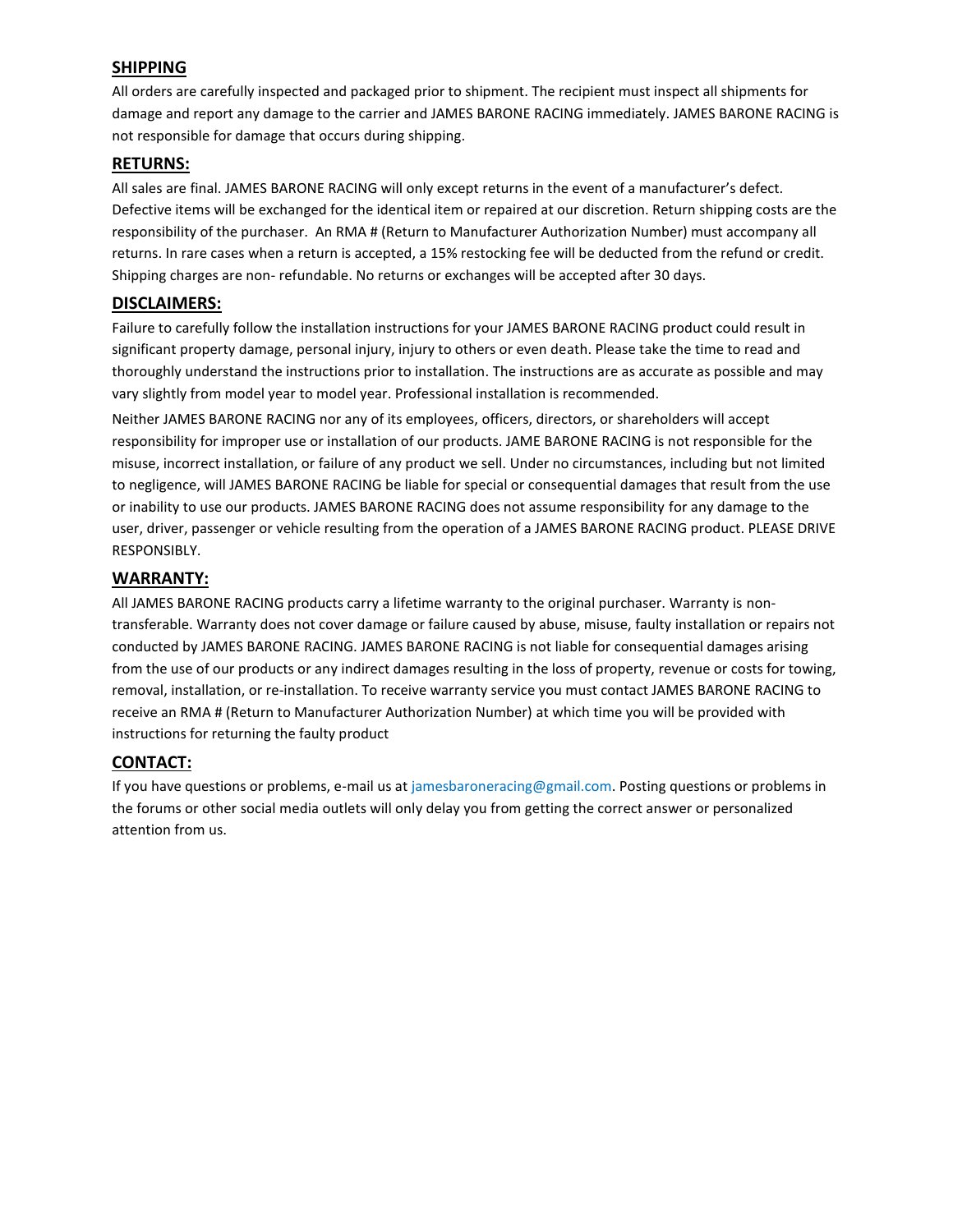## SHIPPING

All orders are carefully inspected and packaged prior to shipment. The recipient must inspect all shipments for damage and report any damage to the carrier and JAMES BARONE RACING immediately. JAMES BARONE RACING is not responsible for damage that occurs during shipping.

## RETURNS:

All sales are final. JAMES BARONE RACING will only except returns in the event of a manufacturer's defect. Defective items will be exchanged for the identical item or repaired at our discretion. Return shipping costs are the responsibility of the purchaser. An RMA # (Return to Manufacturer Authorization Number) must accompany all returns. In rare cases when a return is accepted, a 15% restocking fee will be deducted from the refund or credit. Shipping charges are non- refundable. No returns or exchanges will be accepted after 30 days.

## DISCLAIMERS:

Failure to carefully follow the installation instructions for your JAMES BARONE RACING product could result in significant property damage, personal injury, injury to others or even death. Please take the time to read and thoroughly understand the instructions prior to installation. The instructions are as accurate as possible and may vary slightly from model year to model year. Professional installation is recommended.

Neither JAMES BARONE RACING nor any of its employees, officers, directors, or shareholders will accept responsibility for improper use or installation of our products. JAME BARONE RACING is not responsible for the misuse, incorrect installation, or failure of any product we sell. Under no circumstances, including but not limited to negligence, will JAMES BARONE RACING be liable for special or consequential damages that result from the use or inability to use our products. JAMES BARONE RACING does not assume responsibility for any damage to the user, driver, passenger or vehicle resulting from the operation of a JAMES BARONE RACING product. PLEASE DRIVE RESPONSIBLY.

## WARRANTY:

All JAMES BARONE RACING products carry a lifetime warranty to the original purchaser. Warranty is non-transferable. Warranty does not cover damage or failure caused by abuse, misuse, faulty installation or repairs not conducted by JAMES BARONE RACING. JAMES BARONE RACING is not liable for consequential damages arising from the use of our products or any indirect damages resulting in the loss of property, revenue or costs for towing, removal, installation, or re-installation. To receive warranty service you must contact JAMES BARONE RACING to receive an RMA # (Return to Manufacturer Authorization Number) at which time you will be provided with instructions for returning the faulty product

## CONTACT:

If you have questions or problems, e-mail us at jamesbaroneracing@gmail.com. Posting questions or problems in the forums or other social media outlets will only delay you from getting the correct answer or personalized attention from us.